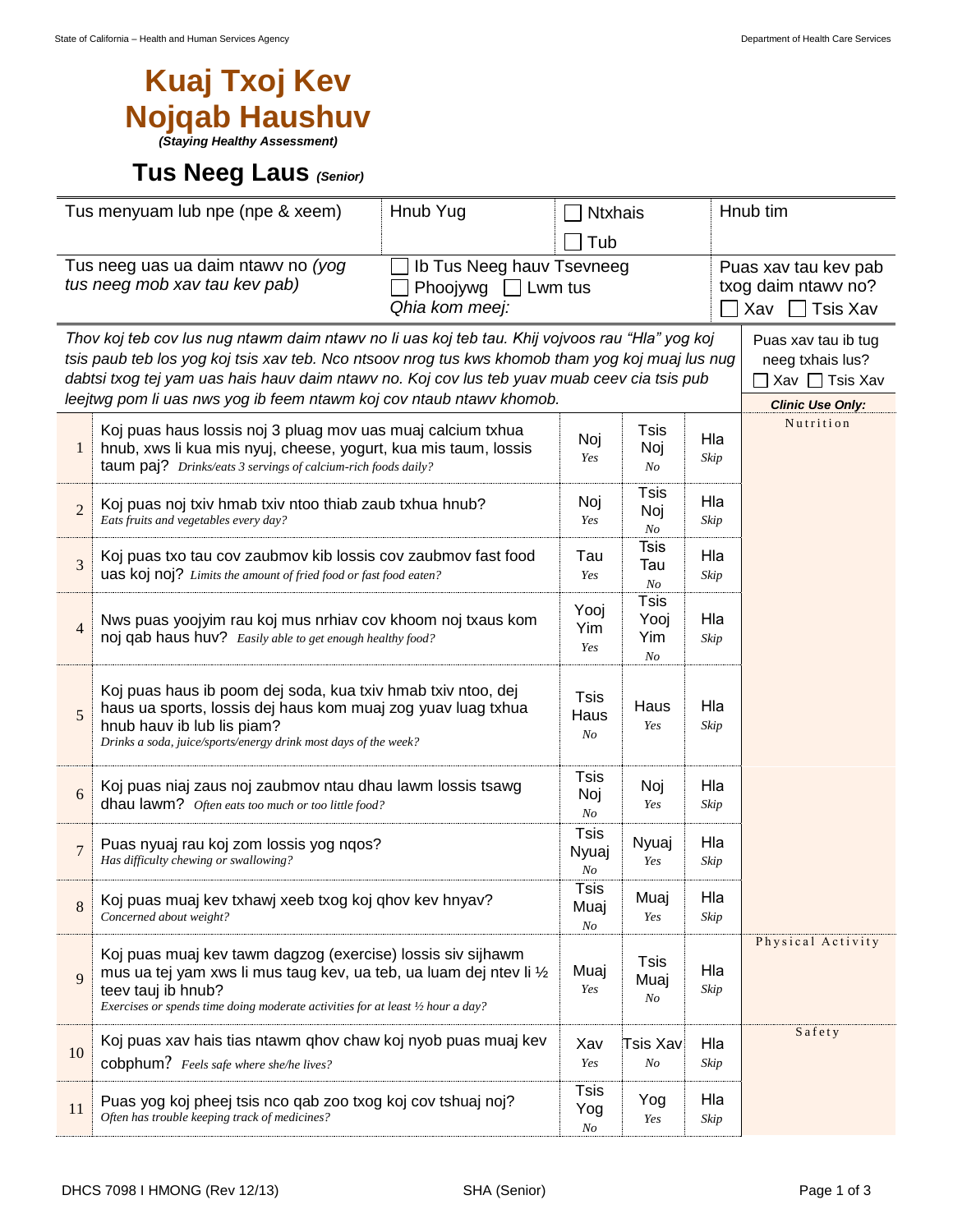# Kuaj Txoj Kev Nojqab Haushuv

*(Staying Healthy Assessment)*

## Tus Neeg Laus *(Senior)*

| Tus menyuam lub npe (npe & xeem) | Hnub Yug | ☐ Ntxhais ☐ Tub | Hnub tim |
|---|---|---|---|
| Tus neeg uas ua daim ntawv no *(yog tus neeg mob xav tau kev pab)* | ☐ Ib Tus Neeg hauv Tsevneeg ☐ Phoojywg ☐ Lwm tus *Qhia kom meej:* | | Puas xav tau kev pab txog daim ntawv no? ☐ Xav ☐ Tsis Xav |

*Thov koj teb cov lus nug ntawm daim ntawv no li uas koj teb tau. Khij vojvoos rau "Hla" yog koj tsis paub teb los yog koj tsis xav teb. Nco ntsoov nrog tus kws khomob tham yog koj muaj lus nug dabtsi txog tej yam uas hais hauv daim ntawv no. Koj cov lus teb yuav muab ceev cia tsis pub leejtwg pom li uas nws yog ib feem ntawm koj cov ntaub ntawv khomob.*

Puas xav tau ib tug neeg txhais lus? ☐ Xav ☐ Tsis Xav

| # | Question | | | | Clinic Use Only: |
|---|---|---|---|---|---|
| 1 | Koj puas haus lossis noj 3 pluag mov uas muaj calcium txhua hnub, xws li kua mis nyuj, cheese, yogurt, kua mis taum, lossis taum paj? *Drinks/eats 3 servings of calcium-rich foods daily?* | Noj *Yes* | Tsis Noj *No* | Hla *Skip* | Nutrition |
| 2 | Koj puas noj txiv hmab txiv ntoo thiab zaub txhua hnub? *Eats fruits and vegetables every day?* | Noj *Yes* | Tsis Noj *No* | Hla *Skip* | |
| 3 | Koj puas txo tau cov zaubmov kib lossis cov zaubmov fast food uas koj noj? *Limits the amount of fried food or fast food eaten?* | Tau *Yes* | Tsis Tau *No* | Hla *Skip* | |
| 4 | Nws puas yoojyim rau koj mus nrhiav cov khoom noj txaus kom noj qab haus huv? *Easily able to get enough healthy food?* | Yooj Yim *Yes* | Tsis Yooj Yim *No* | Hla *Skip* | |
| 5 | Koj puas haus ib poom dej soda, kua txiv hmab txiv ntoo, dej haus ua sports, lossis dej haus kom muaj zog yuav luag txhua hnub hauv ib lub lis piam? *Drinks a soda, juice/sports/energy drink most days of the week?* | Tsis Haus *No* | Haus *Yes* | Hla *Skip* | |
| 6 | Koj puas niaj zaus noj zaubmov ntau dhau lawm lossis tsawg dhau lawm? *Often eats too much or too little food?* | Tsis Noj *No* | Noj *Yes* | Hla *Skip* | |
| 7 | Puas nyuaj rau koj zom lossis yog nqos? *Has difficulty chewing or swallowing?* | Tsis Nyuaj *No* | Nyuaj *Yes* | Hla *Skip* | |
| 8 | Koj puas muaj kev txhawj xeeb txog koj qhov kev hnyav? *Concerned about weight?* | Tsis Muaj *No* | Muaj *Yes* | Hla *Skip* | |
| 9 | Koj puas muaj kev tawm dagzog (exercise) lossis siv sijhawm mus ua tej yam xws li mus taug kev, ua teb, ua luam dej ntev li ½ teev tauj ib hnub? *Exercises or spends time doing moderate activities for at least ½ hour a day?* | Muaj *Yes* | Tsis Muaj *No* | Hla *Skip* | Physical Activity |
| 10 | Koj puas xav hais tias ntawm qhov chaw koj nyob puas muaj kev cobphum? *Feels safe where she/he lives?* | Xav *Yes* | Tsis Xav *No* | Hla *Skip* | Safety |
| 11 | Puas yog koj pheej tsis nco qab zoo txog koj cov tshuaj noj? *Often has trouble keeping track of medicines?* | Tsis Yog *No* | Yog *Yes* | Hla *Skip* | |

DHCS 7098 I HMONG (Rev 12/13) SHA (Senior)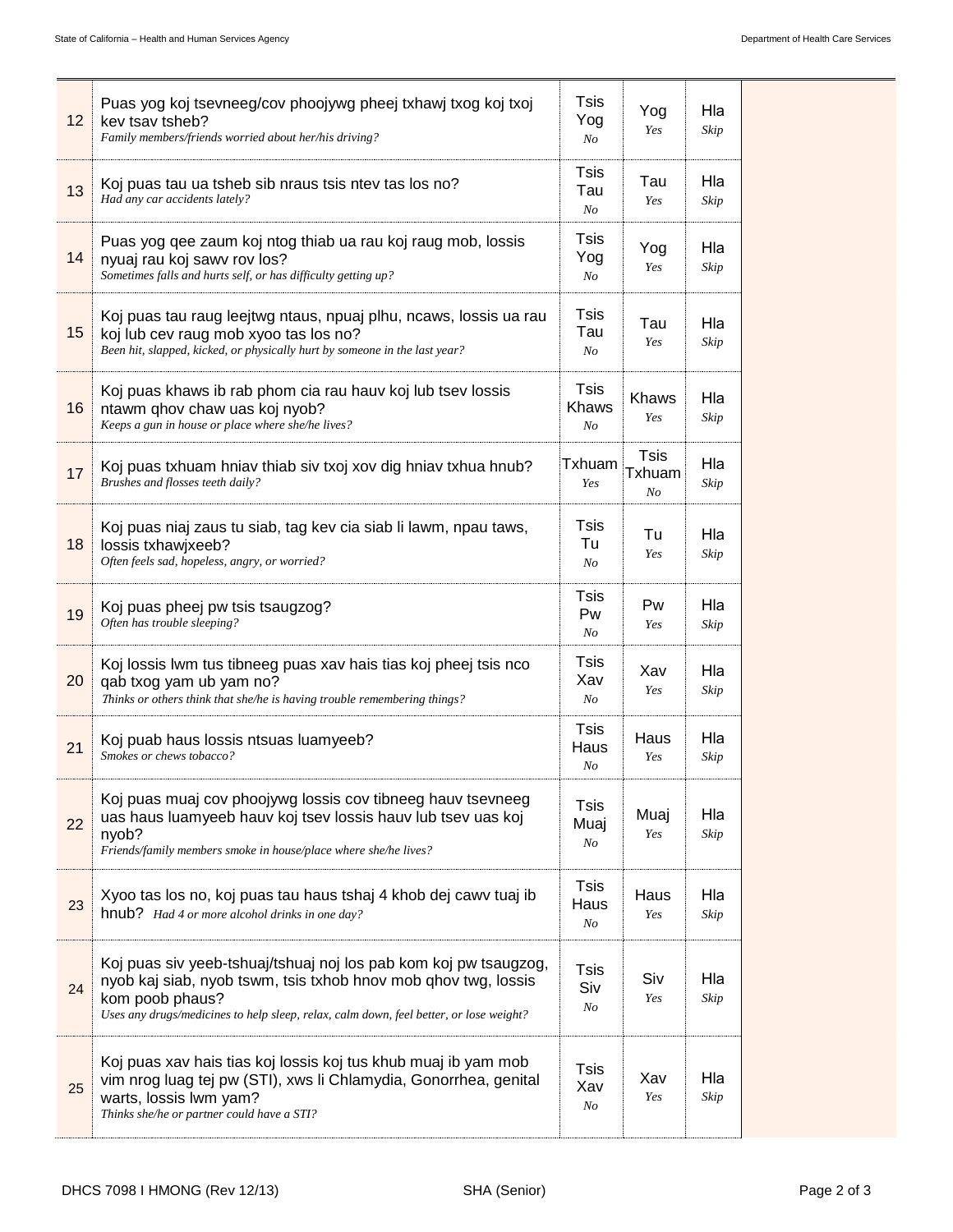| | | | | | |
|---|---|---|---|---|---|
| 12 | Puas yog koj tsevneeg/cov phoojywg pheej txhawj txog koj txoj kev tsav tsheb? *Family members/friends worried about her/his driving?* | Tsis Yog *No* | Yog *Yes* | Hla *Skip* | |
| 13 | Koj puas tau ua tsheb sib nraus tsis ntev tas los no? *Had any car accidents lately?* | Tsis Tau *No* | Tau *Yes* | Hla *Skip* | |
| 14 | Puas yog qee zaum koj ntog thiab ua rau koj raug mob, lossis nyuaj rau koj sawv rov los? *Sometimes falls and hurts self, or has difficulty getting up?* | Tsis Yog *No* | Yog *Yes* | Hla *Skip* | |
| 15 | Koj puas tau raug leejtwg ntaus, npuaj plhu, ncaws, lossis ua rau koj lub cev raug mob xyoo tas los no? *Been hit, slapped, kicked, or physically hurt by someone in the last year?* | Tsis Tau *No* | Tau *Yes* | Hla *Skip* | |
| 16 | Koj puas khaws ib rab phom cia rau hauv koj lub tsev lossis ntawm qhov chaw uas koj nyob? *Keeps a gun in house or place where she/he lives?* | Tsis Khaws *No* | Khaws *Yes* | Hla *Skip* | |
| 17 | Koj puas txhuam hniav thiab siv txoj xov dig hniav txhua hnub? *Brushes and flosses teeth daily?* | Txhuam *Yes* | Tsis Txhuam *No* | Hla *Skip* | |
| 18 | Koj puas niaj zaus tu siab, tag kev cia siab li lawm, npau taws, lossis txhawjxeeb? *Often feels sad, hopeless, angry, or worried?* | Tsis Tu *No* | Tu *Yes* | Hla *Skip* | |
| 19 | Koj puas pheej pw tsis tsaugzog? *Often has trouble sleeping?* | Tsis Pw *No* | Pw *Yes* | Hla *Skip* | |
| 20 | Koj lossis lwm tus tibneeg puas xav hais tias koj pheej tsis nco qab txog yam ub yam no? *Thinks or others think that she/he is having trouble remembering things?* | Tsis Xav *No* | Xav *Yes* | Hla *Skip* | |
| 21 | Koj puab haus lossis ntsuas luamyeeb? *Smokes or chews tobacco?* | Tsis Haus *No* | Haus *Yes* | Hla *Skip* | |
| 22 | Koj puas muaj cov phoojywg lossis cov tibneeg hauv tsevneeg uas haus luamyeeb hauv koj tsev lossis hauv lub tsev uas koj nyob? *Friends/family members smoke in house/place where she/he lives?* | Tsis Muaj *No* | Muaj *Yes* | Hla *Skip* | |
| 23 | Xyoo tas los no, koj puas tau haus tshaj 4 khob dej cawv tuaj ib hnub? *Had 4 or more alcohol drinks in one day?* | Tsis Haus *No* | Haus *Yes* | Hla *Skip* | |
| 24 | Koj puas siv yeeb-tshuaj/tshuaj noj los pab kom koj pw tsaugzog, nyob kaj siab, nyob tswm, tsis txhob hnov mob qhov twg, lossis kom poob phaus? *Uses any drugs/medicines to help sleep, relax, calm down, feel better, or lose weight?* | Tsis Siv *No* | Siv *Yes* | Hla *Skip* | |
| 25 | Koj puas xav hais tias koj lossis koj tus khub muaj ib yam mob vim nrog luag tej pw (STI), xws li Chlamydia, Gonorrhea, genital warts, lossis lwm yam? *Thinks she/he or partner could have a STI?* | Tsis Xav *No* | Xav *Yes* | Hla *Skip* | |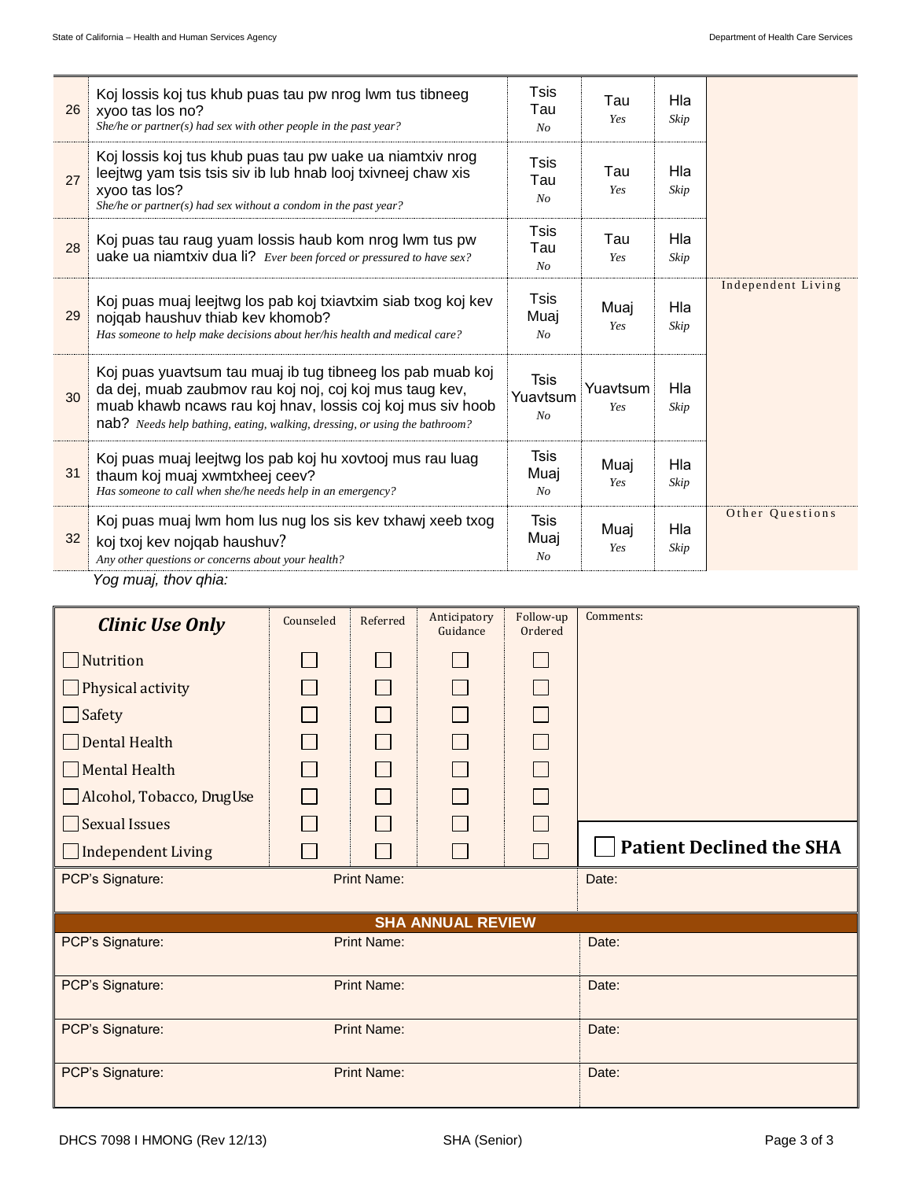| | | | | | |
|---|---|---|---|---|---|
| 26 | Koj lossis koj tus khub puas tau pw nrog lwm tus tibneeg xyoo tas los no? *She/he or partner(s) had sex with other people in the past year?* | Tsis Tau *No* | Tau *Yes* | Hla *Skip* | |
| 27 | Koj lossis koj tus khub puas tau pw uake ua niamtxiv nrog leejtwg yam tsis tsis siv ib lub hnab looj txivneej chaw xis xyoo tas los? *She/he or partner(s) had sex without a condom in the past year?* | Tsis Tau *No* | Tau *Yes* | Hla *Skip* | |
| 28 | Koj puas tau raug yuam lossis haub kom nrog lwm tus pw uake ua niamtxiv dua li? *Ever been forced or pressured to have sex?* | Tsis Tau *No* | Tau *Yes* | Hla *Skip* | |
| 29 | Koj puas muaj leejtwg los pab koj txiavtxim siab txog koj kev nojqab haushuv thiab kev khomob? *Has someone to help make decisions about her/his health and medical care?* | Tsis Muaj *No* | Muaj *Yes* | Hla *Skip* | Independent Living |
| 30 | Koj puas yuavtsum tau muaj ib tug tibneeg los pab muab koj da dej, muab zaubmov rau koj noj, coj koj mus taug kev, muab khawb ncaws rau koj hnav, lossis coj koj mus siv hoob nab? *Needs help bathing, eating, walking, dressing, or using the bathroom?* | Tsis Yuavtsum *No* | Yuavtsum *Yes* | Hla *Skip* | |
| 31 | Koj puas muaj leejtwg los pab koj hu xovtooj mus rau luag thaum koj muaj xwmtxheej ceev? *Has someone to call when she/he needs help in an emergency?* | Tsis Muaj *No* | Muaj *Yes* | Hla *Skip* | |
| 32 | Koj puas muaj lwm hom lus nug los sis kev txhawj xeeb txog koj txoj kev nojqab haushuv? *Any other questions or concerns about your health?* | Tsis Muaj *No* | Muaj *Yes* | Hla *Skip* | Other Questions |

*Yog muaj, thov qhia:*

| ***Clinic Use Only*** | Counseled | Referred | Anticipatory Guidance | Follow-up Ordered | Comments: |
|---|---|---|---|---|---|
| ☐ Nutrition | ☐ | ☐ | ☐ | ☐ | |
| ☐ Physical activity | ☐ | ☐ | ☐ | ☐ | |
| ☐ Safety | ☐ | ☐ | ☐ | ☐ | |
| ☐ Dental Health | ☐ | ☐ | ☐ | ☐ | |
| ☐ Mental Health | ☐ | ☐ | ☐ | ☐ | |
| ☐ Alcohol, Tobacco, Drug Use | ☐ | ☐ | ☐ | ☐ | |
| ☐ Sexual Issues | ☐ | ☐ | ☐ | ☐ | |
| ☐ Independent Living | ☐ | ☐ | ☐ | ☐ | ☐ **Patient Declined the SHA** |

| | | |
|---|---|---|
| PCP's Signature: | Print Name: | Date: |

**SHA ANNUAL REVIEW**

| | | |
|---|---|---|
| PCP's Signature: | Print Name: | Date: |
| PCP's Signature: | Print Name: | Date: |
| PCP's Signature: | Print Name: | Date: |
| PCP's Signature: | Print Name: | Date: |

DHCS 7098 I HMONG (Rev 12/13) SHA (Senior)